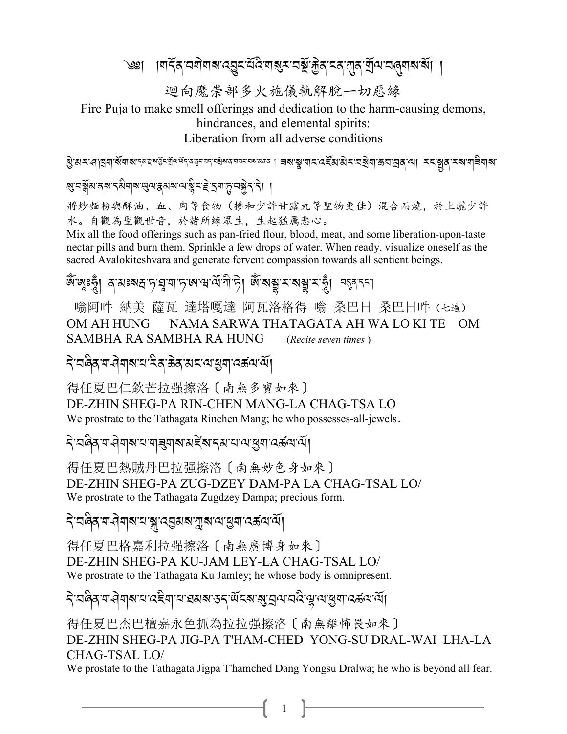# ༄༅། །གདོན་བགེགས་འབྱུང་པོའི་གསུར་བསྔོ་རྒྱུན་ངན་ཀུན་གྲོལ་བཞུགས་སོ། །

## 迴向魔崇部多火施儀軌解脫一切惡緣

## Fire Puja to make smell offerings and dedication to the harm-causing demons, hindrances, and elemental spirits: Liberation from all adverse conditions

ཕྱེ་མར་ཤ་ཁྲག་སོགས་དམ་རྫས་སྦྱིན་གྲོལ་ཡོད་ན་བྱིན་ཅན་བསྲེས་བཟང་བས་མཆན། ཟས་སྣ་གང་འཛོམ་མེར་བསྲེག་ཆབ་བྲན་ལ། རང་སྤྱན་རས་གཟིགས་སུ་བསྒོམ་ནས་དམིགས་ཡུལ་རྣམས་ལ་སྙིང་རྗེ་དྲག་ཏུ་བསྐྱེད་དེ། །

將炒麵粉與酥油、血、肉等食物（摻和少許甘露丸等聖物更佳）混合而燒，於上灑少許水。自觀為聖觀世音，於諸所緣眾生，生起猛厲悲心。

Mix all the food offerings such as pan-fried flour, blood, meat, and some liberation-upon-taste nectar pills and burn them. Sprinkle a few drops of water. When ready, visualize oneself as the sacred Avalokiteshvara and generate fervent compassion towards all sentient beings.

ༀ་ཨཿཧཱུྃ། ན་མཿསརྦ་ཏ་ཐཱ་ག་ཏ་ཨ་ཝ་ལོ་ཀི་ཏེ། ༀ་སམྦྷ་ར་སམྦྷ་ར་ཧཱུྃ། བདུན་དང་།

嗡阿吽 納美 薩瓦 達塔嘎達 阿瓦洛格得 嗡 桑巴日 桑巴日吽（七遍）

OM AH HUNG NAMA SARWA THATAGATA AH WA LO KI TE OM SAMBHA RA SAMBHA RA HUNG (*Recite seven times*)

དེ་བཞིན་གཤེགས་པ་རིན་ཆེན་མང་ལ་ཕྱག་འཚལ་ལོ།

得任夏巴仁欽芒拉強擦洛〔南無多寶如來〕

DE-ZHIN SHEG-PA RIN-CHEN MANG-LA CHAG-TSA LO

We prostrate to the Tathagata Rinchen Mang; he who possesses-all-jewels.

དེ་བཞིན་གཤེགས་པ་གཟུགས་མཛེས་དམ་པ་ལ་ཕྱག་འཚལ་ལོ།

得任夏巴熱賊丹巴拉強擦洛〔南無妙色身如來〕

DE-ZHIN SHEG-PA ZUG-DZEY DAM-PA LA CHAG-TSAL LO/

We prostrate to the Tathagata Zugdzey Dampa; precious form.

དེ་བཞིན་གཤེགས་པ་སྐུ་འབྱམས་ཀླས་ལ་ཕྱག་འཚལ་ལོ།

得任夏巴格嘉利拉強擦洛〔南無廣博身如來〕

DE-ZHIN SHEG-PA KU-JAM LEY-LA CHAG-TSAL LO/

We prostrate to the Tathagata Ku Jamley; he whose body is omnipresent.

དེ་བཞིན་གཤེགས་པ་འཇིགས་པ་ཐམས་ཅད་ཡོངས་སུ་བྲལ་བའི་ལྷ་ལ་ཕྱག་འཚལ་ལོ།

得任夏巴杰巴檀嘉永色抓為拉拉強擦洛〔南無離怖畏如來〕

DE-ZHIN SHEG-PA JIG-PA T'HAM-CHED YONG-SU DRAL-WAI LHA-LA CHAG-TSAL LO/

We prostate to the Tathagata Jigpa T'hamched Dang Yongsu Dralwa; he who is beyond all fear.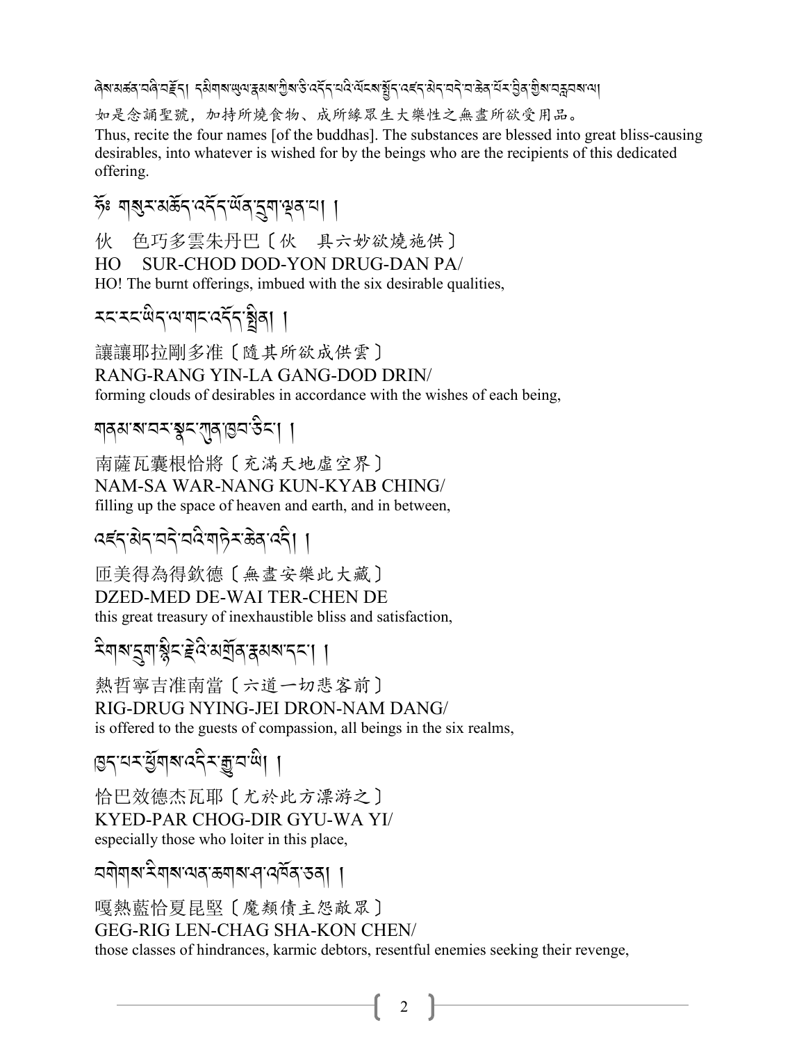ཞེས་མཚན་བཞི་བརྗོད། དམིགས་ཡུལ་རྣམས་ཀྱིས་ཅི་འདོད་པའི་ལོངས་སྤྱོད་འཛད་མེད་བདེ་བ་ཆེན་པོར་བྱིན་གྱིས་བརླབས་ལ།

如是念誦聖號，加持所燒食物、成所緣眾生大樂性之無盡所欲受用品。

Thus, recite the four names [of the buddhas]. The substances are blessed into great bliss-causing desirables, into whatever is wished for by the beings who are the recipients of this dedicated offering.

ཧོཿ གསུར་མཆོད་འདོད་ཡོན་དྲུག་ལྡན་པ། །

伙　色巧多雲朱丹巴〔伙　具六妙欲燒施供〕

HO　SUR-CHOD DOD-YON DRUG-DAN PA/

HO! The burnt offerings, imbued with the six desirable qualities,

རང་རང་ཡིད་ལ་གང་འདོད་སྤྲིན། །

讓讓耶拉剛多准〔隨其所欲成供雲〕

RANG-RANG YIN-LA GANG-DOD DRIN/

forming clouds of desirables in accordance with the wishes of each being,

གནམ་ས་བར་སྣང་ཀུན་ཁྱབ་ཅིང་། །

南薩瓦囊根恰將〔充滿天地虛空界〕

NAM-SA WAR-NANG KUN-KYAB CHING/

filling up the space of heaven and earth, and in between,

འཛད་མེད་བདེ་བའི་གཏེར་ཆེན་འདི། །

匝美得為得欽德〔無盡安樂此大藏〕

DZED-MED DE-WAI TER-CHEN DE

this great treasury of inexhaustible bliss and satisfaction,

རིགས་དྲུག་སྙིང་རྗེའི་མགྲོན་རྣམས་དང་། །

熱哲寧吉准南當〔六道一切悲客前〕

RIG-DRUG NYING-JEI DRON-NAM DANG/

is offered to the guests of compassion, all beings in the six realms,

ཁྱད་པར་ཕྱོགས་འདིར་རྒྱུ་བ་ཡི། །

恰巴效德杰瓦耶〔尤於此方漂游之〕

KYED-PAR CHOG-DIR GYU-WA YI/

especially those who loiter in this place,

བགེགས་རིགས་ལན་ཆགས་ཤ་འཁོན་ཅན། །

嘎熱藍恰夏昆堅〔魔類債主怨敵眾〕

GEG-RIG LEN-CHAG SHA-KON CHEN/

those classes of hindrances, karmic debtors, resentful enemies seeking their revenge,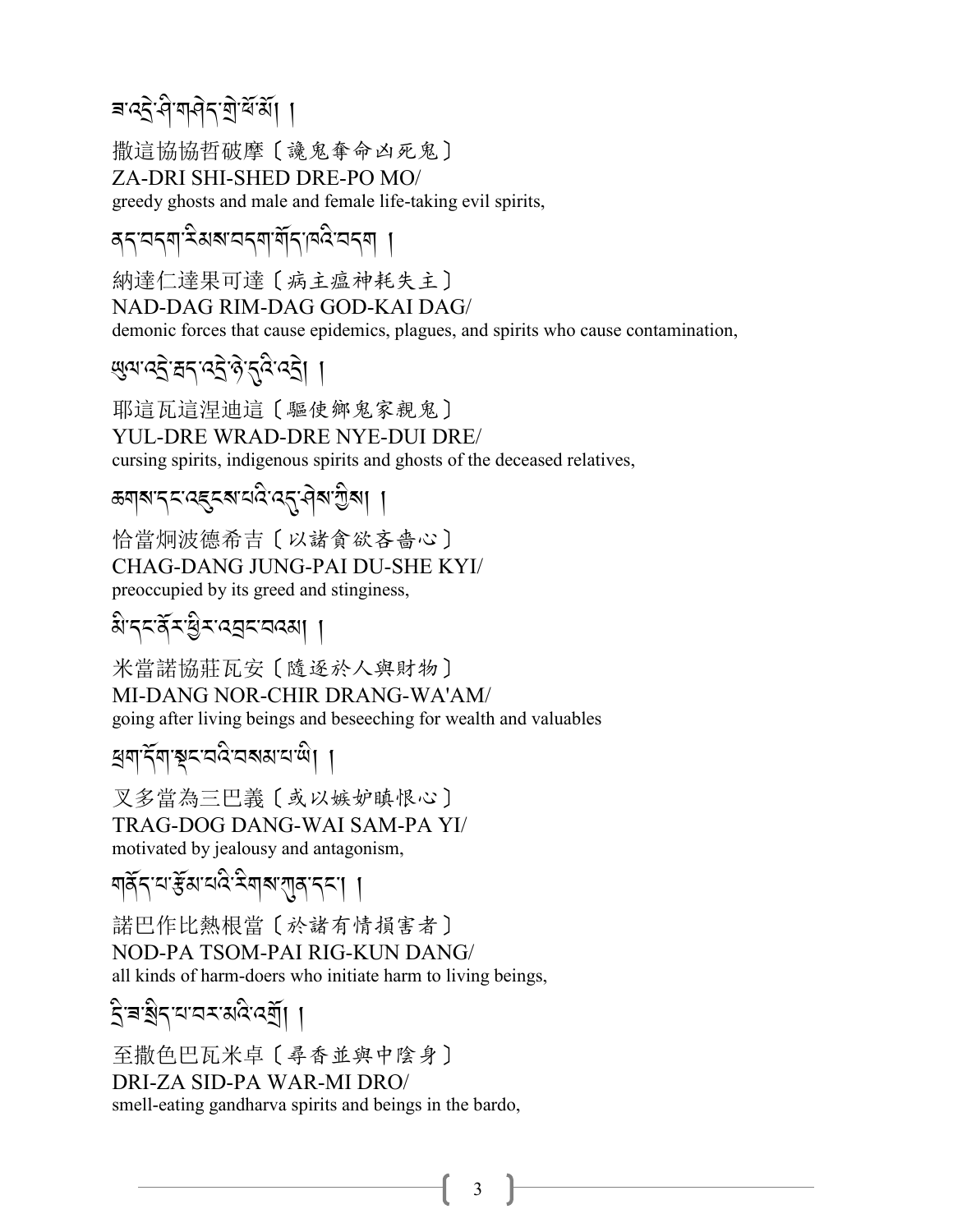ཟ་འདྲེ་ཤི་གཤེད་གྲི་ཕོ་མོ། །

撒這協協哲破摩〔讒鬼奪命凶死鬼〕
ZA-DRI SHI-SHED DRE-PO MO/
greedy ghosts and male and female life-taking evil spirits,

ནད་བདག་རིམས་བདག་གོད་ཁའི་བདག །

納達仁達果可達〔病主瘟神耗失主〕
NAD-DAG RIM-DAG GOD-KAI DAG/
demonic forces that cause epidemics, plagues, and spirits who cause contamination,

ཡུལ་འདྲེ་བྲད་འདྲེ་ཉེ་དུའི་འདྲེ། །

耶這瓦這涅迪這〔驅使鄉鬼家親鬼〕
YUL-DRE WRAD-DRE NYE-DUI DRE/
cursing spirits, indigenous spirits and ghosts of the deceased relatives,

ཆགས་དང་འཇུངས་པའི་འདུ་ཤེས་ཀྱིས། །

恰當炯波德希吉〔以諸貪欲吝嗇心〕
CHAG-DANG JUNG-PAI DU-SHE KYI/
preoccupied by its greed and stinginess,

མི་དང་ནོར་ཕྱིར་འབྲང་བའམ། །

米當諾協莊瓦安〔隨逐於人與財物〕
MI-DANG NOR-CHIR DRANG-WA'AM/
going after living beings and beseeching for wealth and valuables

ཕྲག་དོག་སྡང་བའི་བསམ་པ་ཡི། །

叉多當為三巴義〔或以嫉妒瞋恨心〕
TRAG-DOG DANG-WAI SAM-PA YI/
motivated by jealousy and antagonism,

གནོད་པ་རྩོམ་པའི་རིགས་ཀུན་དང་། །

諾巴作比熱根當〔於諸有情損害者〕
NOD-PA TSOM-PAI RIG-KUN DANG/
all kinds of harm-doers who initiate harm to living beings,

དྲི་ཟ་སྲིད་པ་བར་མའི་འགྲོ། །

至撒色巴瓦米卓〔尋香並與中陰身〕
DRI-ZA SID-PA WAR-MI DRO/
smell-eating gandharva spirits and beings in the bardo,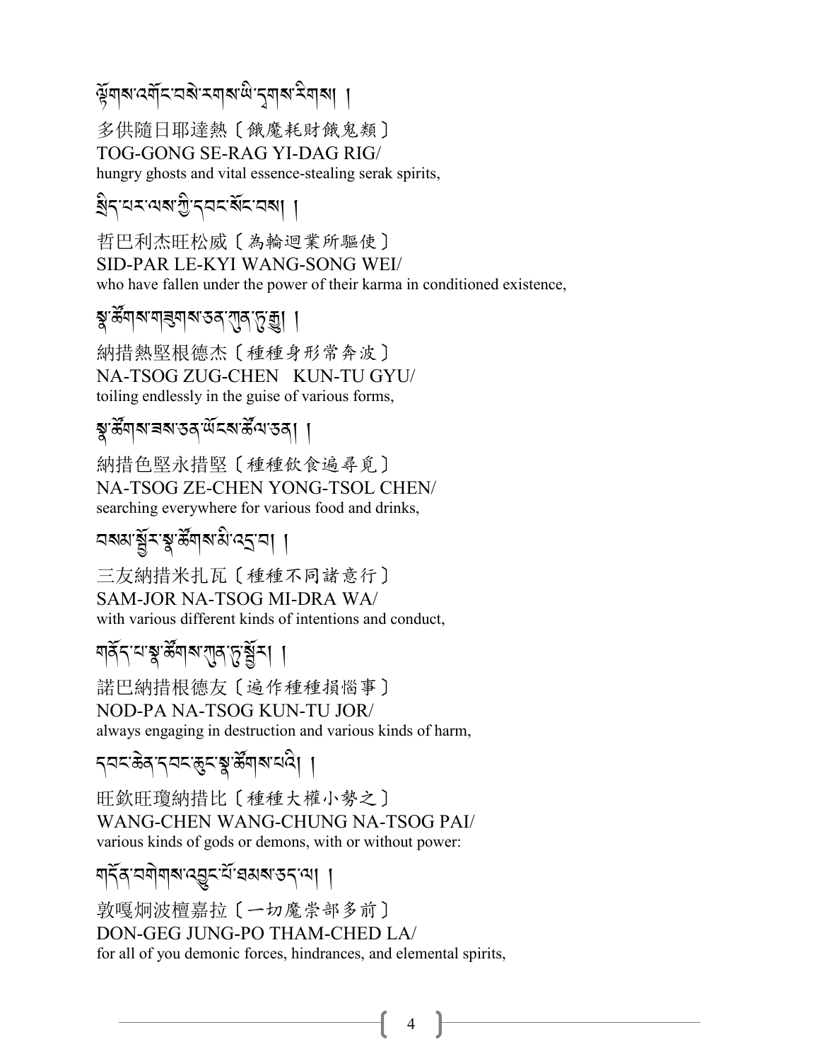ཏོགས་འགོང་བསེ་རགས་ཡི་དྭགས་རིགས། །

多供隨日耶達熱〔餓魔耗財餓鬼類〕
TOG-GONG SE-RAG YI-DAG RIG/
hungry ghosts and vital essence-stealing serak spirits,

སྲིད་པར་ལས་ཀྱི་དབང་སོང་བས། །

哲巴利杰旺松威〔為輪迴業所驅使〕
SID-PAR LE-KYI WANG-SONG WEI/
who have fallen under the power of their karma in conditioned existence,

སྣ་ཚོགས་གཟུགས་ཅན་ཀུན་ཏུ་རྒྱུ། །

納措熱堅根德杰〔種種身形常奔波〕
NA-TSOG ZUG-CHEN KUN-TU GYU/
toiling endlessly in the guise of various forms,

སྣ་ཚོགས་ཟས་ཅན་ཡོངས་ཚོལ་ཅན། །

納措色堅永措堅〔種種飲食遍尋覓〕
NA-TSOG ZE-CHEN YONG-TSOL CHEN/
searching everywhere for various food and drinks,

བསམ་སྦྱོར་སྣ་ཚོགས་མི་འདྲ་བ། །

三友納措米扎瓦〔種種不同諸意行〕
SAM-JOR NA-TSOG MI-DRA WA/
with various different kinds of intentions and conduct,

གནོད་པ་སྣ་ཚོགས་ཀུན་ཏུ་སྦྱོར། །

諾巴納措根德友〔遍作種種損惱事〕
NOD-PA NA-TSOG KUN-TU JOR/
always engaging in destruction and various kinds of harm,

དབང་ཆེན་དབང་ཆུང་སྣ་ཚོགས་པའི། །

旺欽旺瓊納措比〔種種大權小勢之〕
WANG-CHEN WANG-CHUNG NA-TSOG PAI/
various kinds of gods or demons, with or without power:

གདོན་བགེགས་འབྱུང་པོ་ཐམས་ཅད་ལ། །

敦嘎炯波檀嘉拉〔一切魔祟部多前〕
DON-GEG JUNG-PO THAM-CHED LA/
for all of you demonic forces, hindrances, and elemental spirits,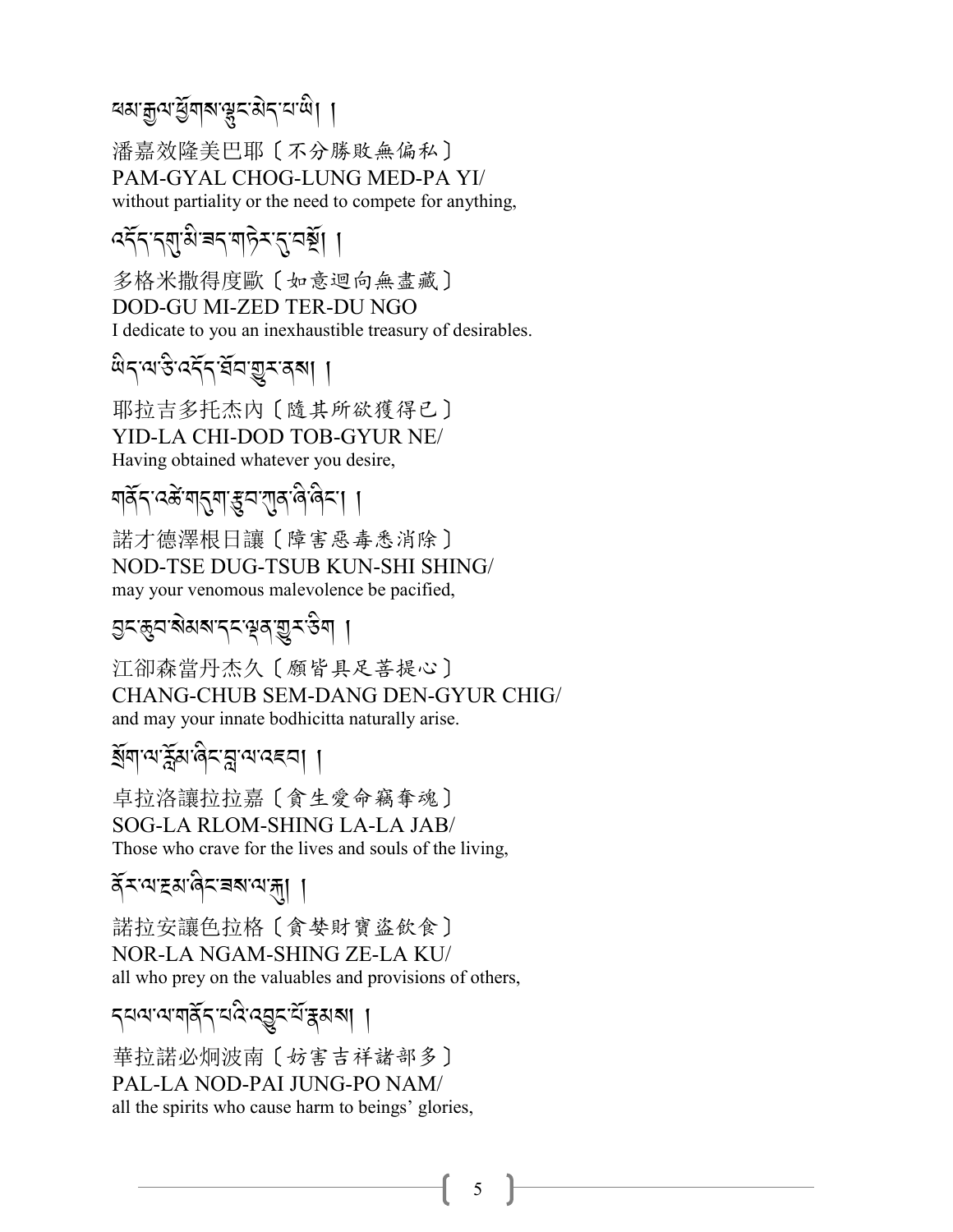ཕམ་རྒྱལ་ཕྱོགས་ལྷུང་མེད་པ་ཡི། །

潘嘉效隆美巴耶〔不分勝敗無偏私〕
PAM-GYAL CHOG-LUNG MED-PA YI/
without partiality or the need to compete for anything,

འདོད་དགུ་མི་ཟད་གཏེར་དུ་བསྔོ། །

多格米撒得度歐〔如意迴向無盡藏〕
DOD-GU MI-ZED TER-DU NGO
I dedicate to you an inexhaustible treasury of desirables.

ཡིད་ལ་ཅི་འདོད་ཐོབ་གྱུར་ནས། །

耶拉吉多托杰內〔隨其所欲獲得已〕
YID-LA CHI-DOD TOB-GYUR NE/
Having obtained whatever you desire,

གནོད་འཚེ་གདུག་རྩུབ་ཀུན་ཞི་ཞིང་། །

諾才德澤根日讓〔障害惡毒悉消除〕
NOD-TSE DUG-TSUB KUN-SHI SHING/
may your venomous malevolence be pacified,

བྱང་ཆུབ་སེམས་དང་ལྡན་གྱུར་ཅིག །

江卻森當丹杰久〔願皆具足菩提心〕
CHANG-CHUB SEM-DANG DEN-GYUR CHIG/
and may your innate bodhicitta naturally arise.

སྲོག་ལ་རློམ་ཞིང་བླ་ལ་འཇབ། །

卓拉洛讓拉拉嘉〔貪生愛命竊奪魂〕
SOG-LA RLOM-SHING LA-LA JAB/
Those who crave for the lives and souls of the living,

ནོར་ལ་ངམ་ཞིང་ཟས་ལ་རྐུ། །

諾拉安讓色拉格〔貪婪財寶盜飲食〕
NOR-LA NGAM-SHING ZE-LA KU/
all who prey on the valuables and provisions of others,

དཔལ་ལ་གནོད་པའི་འབྱུང་པོ་རྣམས། །

華拉諾必炯波南〔妨害吉祥諸部多〕
PAL-LA NOD-PAI JUNG-PO NAM/
all the spirits who cause harm to beings' glories,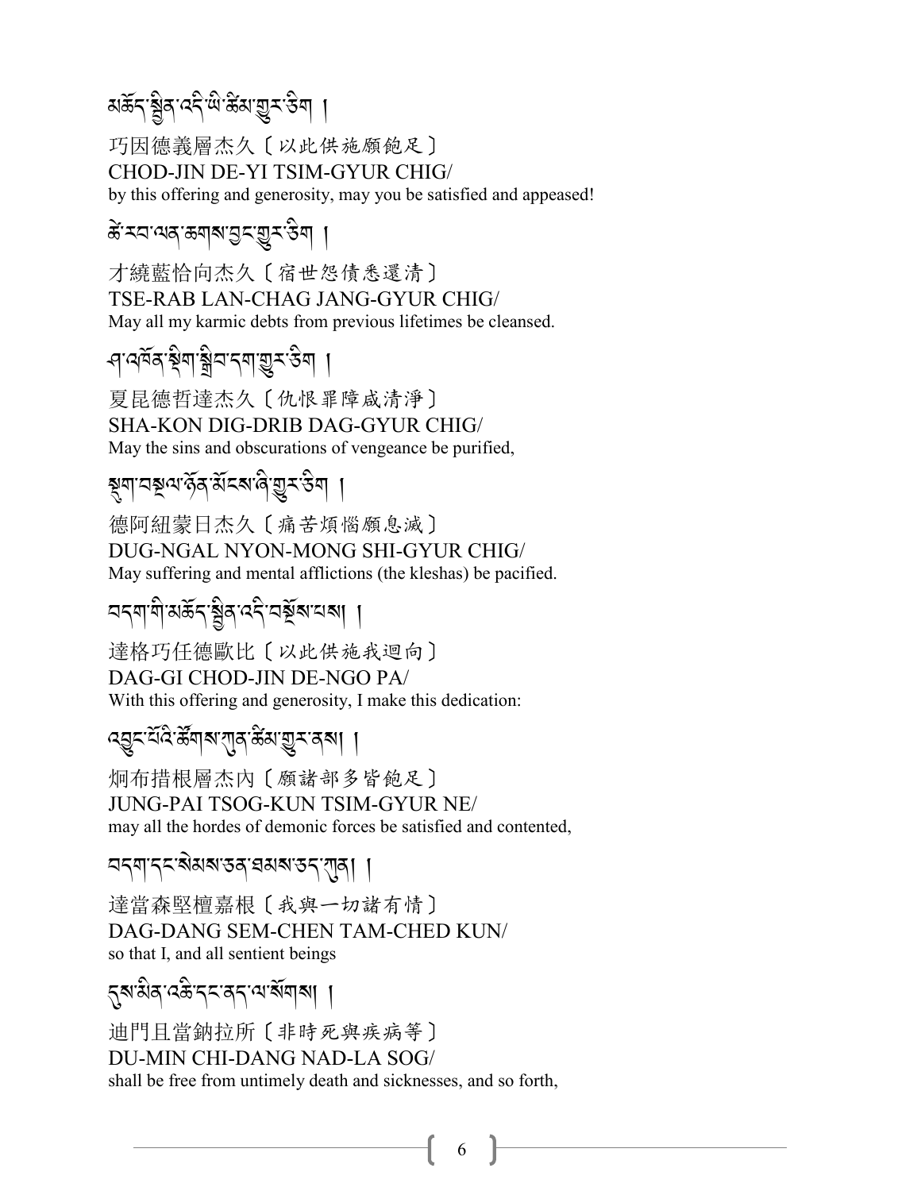མཆོད་སྦྱིན་འདི་ཡི་ཚིམ་གྱུར་ཅིག །

巧因德義層杰久〔以此供施願飽足〕
CHOD-JIN DE-YI TSIM-GYUR CHIG/
by this offering and generosity, may you be satisfied and appeased!

ཚེ་རབ་ལན་ཆགས་བྱང་གྱུར་ཅིག །

才繞藍恰向杰久〔宿世怨債悉還清〕
TSE-RAB LAN-CHAG JANG-GYUR CHIG/
May all my karmic debts from previous lifetimes be cleansed.

ཤ་འཁོན་སྡིག་སྒྲིབ་དག་གྱུར་ཅིག །

夏昆德哲達杰久〔仇恨罪障咸清淨〕
SHA-KON DIG-DRIB DAG-GYUR CHIG/
May the sins and obscurations of vengeance be purified,

སྡུག་བསྔལ་ཉོན་མོངས་ཞི་གྱུར་ཅིག །

德阿紐蒙日杰久〔痛苦煩惱願息滅〕
DUG-NGAL NYON-MONG SHI-GYUR CHIG/
May suffering and mental afflictions (the kleshas) be pacified.

བདག་གི་མཆོད་སྦྱིན་འདི་བསྔོས་པས། །

達格巧任德歐比〔以此供施我迴向〕
DAG-GI CHOD-JIN DE-NGO PA/
With this offering and generosity, I make this dedication:

འབྱུང་པོའི་ཚོགས་ཀུན་ཚིམ་གྱུར་ནས། །

炯布措根層杰內〔願諸部多皆飽足〕
JUNG-PAI TSOG-KUN TSIM-GYUR NE/
may all the hordes of demonic forces be satisfied and contented,

བདག་དང་སེམས་ཅན་ཐམས་ཅད་ཀུན། །

達當森堅檀嘉根〔我與一切諸有情〕
DAG-DANG SEM-CHEN TAM-CHED KUN/
so that I, and all sentient beings

དུས་མིན་འཆི་དང་ནད་ལ་སོགས། །

迪門且當鈉拉所〔非時死與疾病等〕
DU-MIN CHI-DANG NAD-LA SOG/
shall be free from untimely death and sicknesses, and so forth,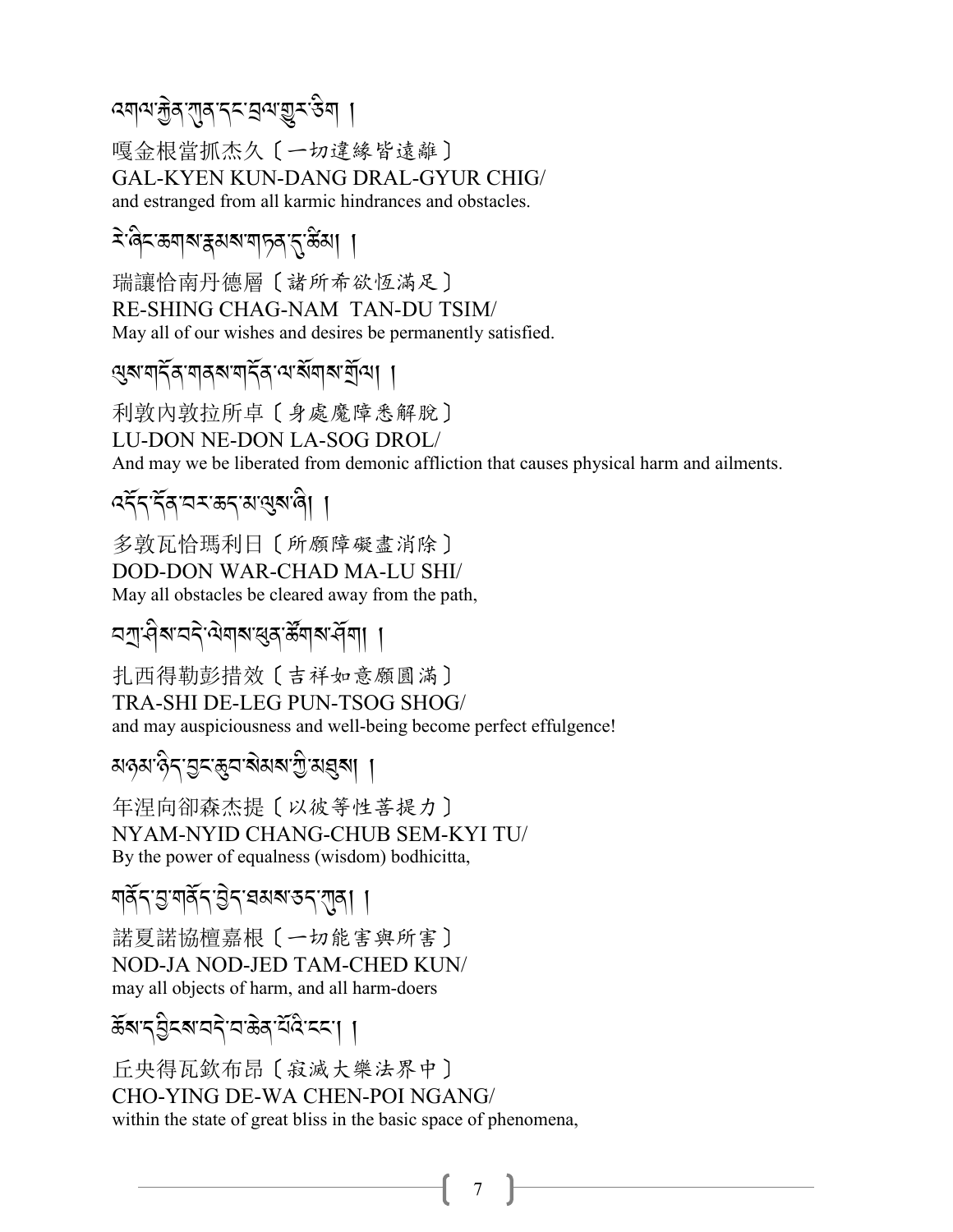འགལ་རྐྱེན་ཀུན་དང་བྲལ་གྱུར་ཅིག །

嘎金根當抓杰久〔一切違緣皆遠離〕
GAL-KYEN KUN-DANG DRAL-GYUR CHIG/
and estranged from all karmic hindrances and obstacles.

རེ་ཞིང་ཆགས་རྣམས་གཏན་དུ་ཚིམ། །

瑞讓恰南丹德層〔諸所希欲恆滿足〕
RE-SHING CHAG-NAM TAN-DU TSIM/
May all of our wishes and desires be permanently satisfied.

ལུས་གདོན་གནས་གདོན་ལ་སོགས་གྲོལ། །

利敦內敦拉所卓〔身處魔障悉解脫〕
LU-DON NE-DON LA-SOG DROL/
And may we be liberated from demonic affliction that causes physical harm and ailments.

འདོད་དོན་བར་ཆད་མ་ལུས་ཞི། །

多敦瓦恰瑪利日〔所願障礙盡消除〕
DOD-DON WAR-CHAD MA-LU SHI/
May all obstacles be cleared away from the path,

བཀྲ་ཤིས་བདེ་ལེགས་ཕུན་ཚོགས་ཤོག། །

扎西得勒彭措效〔吉祥如意願圓滿〕
TRA-SHI DE-LEG PUN-TSOG SHOG/
and may auspiciousness and well-being become perfect effulgence!

མཉམ་ཉིད་བྱང་ཆུབ་སེམས་ཀྱི་མཐུས། །

年涅向卻森杰提〔以彼等性菩提力〕
NYAM-NYID CHANG-CHUB SEM-KYI TU/
By the power of equalness (wisdom) bodhicitta,

གནོད་བྱ་གནོད་བྱེད་ཐམས་ཅད་ཀུན། །

諾夏諾協檀嘉根〔一切能害與所害〕
NOD-JA NOD-JED TAM-CHED KUN/
may all objects of harm, and all harm-doers

ཆོས་དབྱིངས་བདེ་བ་ཆེན་པོའི་ངང་། །

丘央得瓦欽布昂〔寂滅大樂法界中〕
CHO-YING DE-WA CHEN-POI NGANG/
within the state of great bliss in the basic space of phenomena,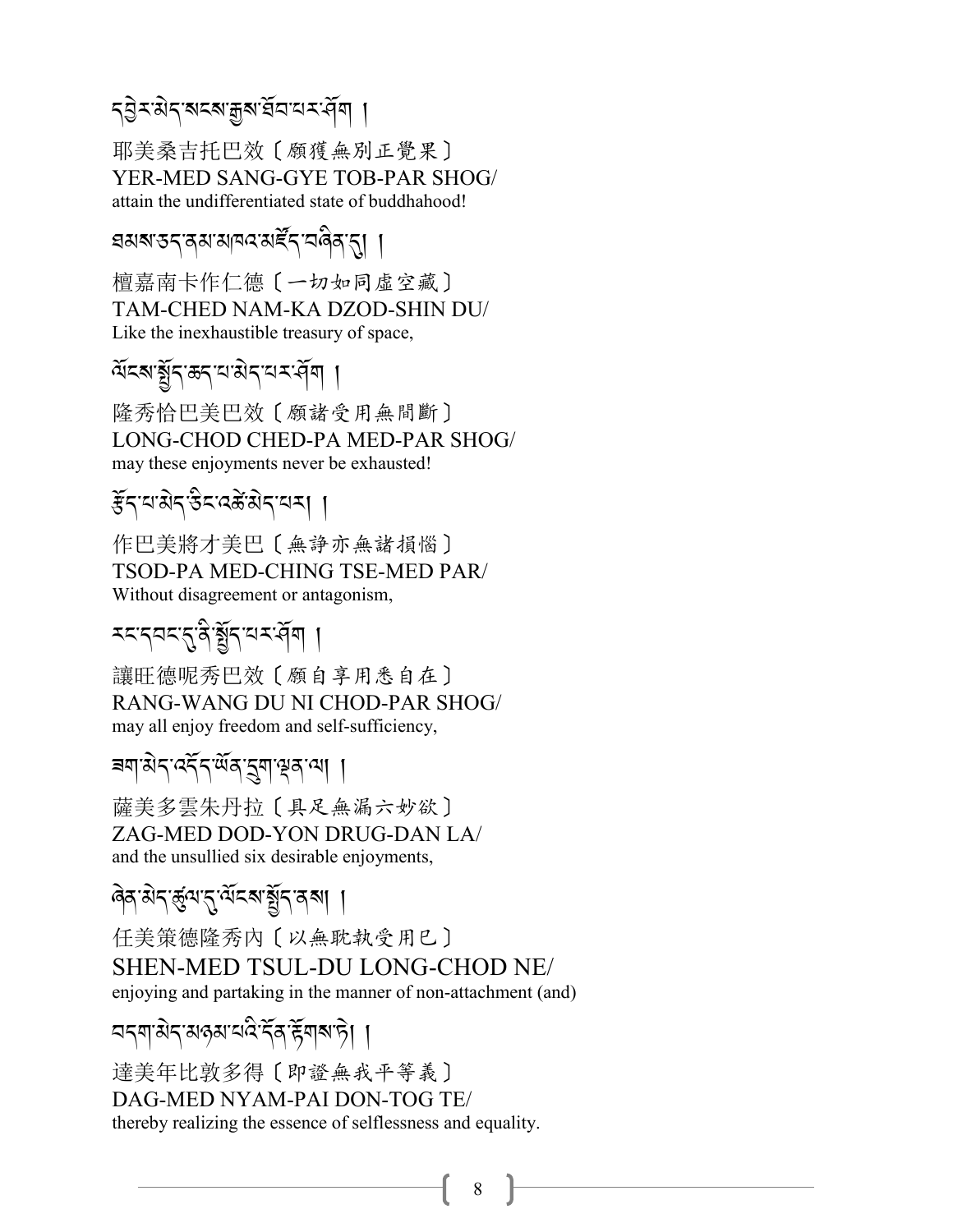དབྱེར་མེད་སངས་རྒྱས་ཐོབ་པར་ཤོག །

耶美桑吉托巴效〔願獲無別正覺果〕
YER-MED SANG-GYE TOB-PAR SHOG/
attain the undifferentiated state of buddhahood!

ཐམས་ཅད་ནམ་མཁའ་མཛོད་བཞིན་དུ། །

檀嘉南卡作仁德〔一切如同虛空藏〕
TAM-CHED NAM-KA DZOD-SHIN DU/
Like the inexhaustible treasury of space,

ལོངས་སྤྱོད་ཆད་པ་མེད་པར་ཤོག །

隆秀恰巴美巴效〔願諸受用無間斷〕
LONG-CHOD CHED-PA MED-PAR SHOG/
may these enjoyments never be exhausted!

རྩོད་པ་མེད་ཅིང་འཚེ་མེད་པར། །

作巴美將才美巴〔無諍亦無諸損惱〕
TSOD-PA MED-CHING TSE-MED PAR/
Without disagreement or antagonism,

རང་དབང་དུ་ནི་སྤྱོད་པར་ཤོག །

讓旺德呢秀巴效〔願自享用悉自在〕
RANG-WANG DU NI CHOD-PAR SHOG/
may all enjoy freedom and self-sufficiency,

ཟག་མེད་འདོད་ཡོན་དྲུག་ལྡན་ལ། །

薩美多雲朱丹拉〔具足無漏六妙欲〕
ZAG-MED DOD-YON DRUG-DAN LA/
and the unsullied six desirable enjoyments,

ཞེན་མེད་ཚུལ་དུ་ལོངས་སྤྱོད་ནས། །

任美策德隆秀內〔以無耽執受用已〕
SHEN-MED TSUL-DU LONG-CHOD NE/
enjoying and partaking in the manner of non-attachment (and)

བདག་མེད་མཉམ་པའི་དོན་རྟོགས་ཏེ། །

達美年比敦多得〔即證無我平等義〕
DAG-MED NYAM-PAI DON-TOG TE/
thereby realizing the essence of selflessness and equality.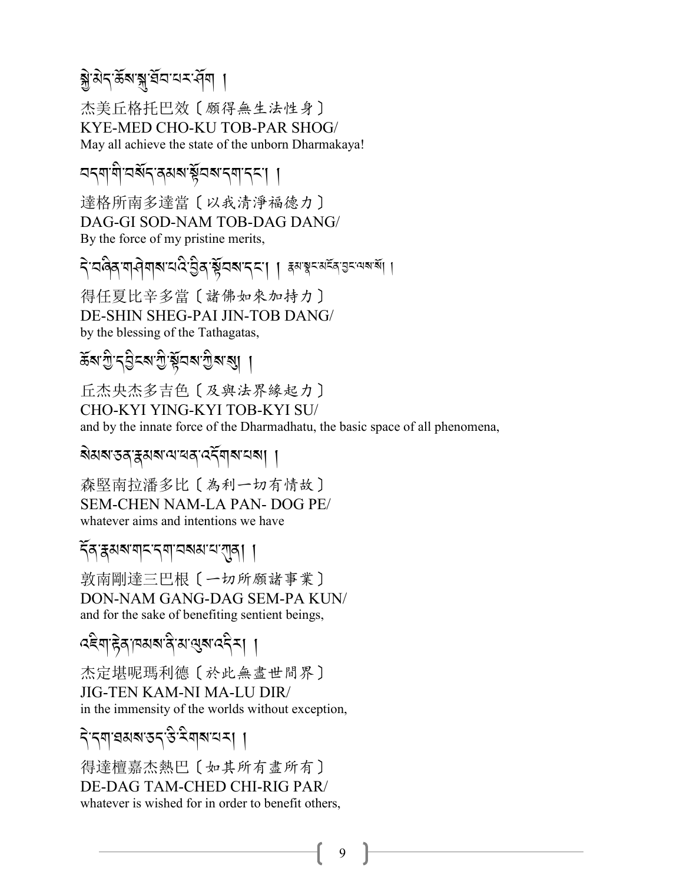སྐྱེ་མེད་ཆོས་སྐུ་ཐོབ་པར་ཤོག །

杰美丘格托巴效〔願得無生法性身〕
KYE-MED CHO-KU TOB-PAR SHOG/
May all achieve the state of the unborn Dharmakaya!

བདག་གི་བསོད་ནམས་སྟོབས་དག་དང་། །

達格所南多達當〔以我清淨福德力〕
DAG-GI SOD-NAM TOB-DAG DANG/
By the force of my pristine merits,

དེ་བཞིན་གཤེགས་པའི་བྱིན་སྟོབས་དང་། ། རྣམ་སྣང་མངོན་བྱང་ལས་སོ། །

得任夏比辛多當〔諸佛如來加持力〕
DE-SHIN SHEG-PAI JIN-TOB DANG/
by the blessing of the Tathagatas,

ཆོས་ཀྱི་དབྱིངས་ཀྱི་སྟོབས་ཀྱིས་སུ། །

丘杰央杰多吉色〔及與法界緣起力〕
CHO-KYI YING-KYI TOB-KYI SU/
and by the innate force of the Dharmadhatu, the basic space of all phenomena,

སེམས་ཅན་རྣམས་ལ་ཕན་འདོགས་པས། །

森堅南拉潘多比〔為利一切有情故〕
SEM-CHEN NAM-LA PAN- DOG PE/
whatever aims and intentions we have

དོན་རྣམས་གང་དག་བསམས་པ་ཀུན། །

敦南剛達三巴根〔一切所願諸事業〕
DON-NAM GANG-DAG SEM-PA KUN/
and for the sake of benefiting sentient beings,

འཇིག་རྟེན་ཁམས་ནི་མ་ལུས་འདིར། །

杰定堪呢瑪利德〔於此無盡世間界〕
JIG-TEN KAM-NI MA-LU DIR/
in the immensity of the worlds without exception,

དེ་དག་ཐམས་ཅད་ཅི་རིགས་པར། །

得達檀嘉杰熱巴〔如其所有盡所有〕
DE-DAG TAM-CHED CHI-RIG PAR/
whatever is wished for in order to benefit others,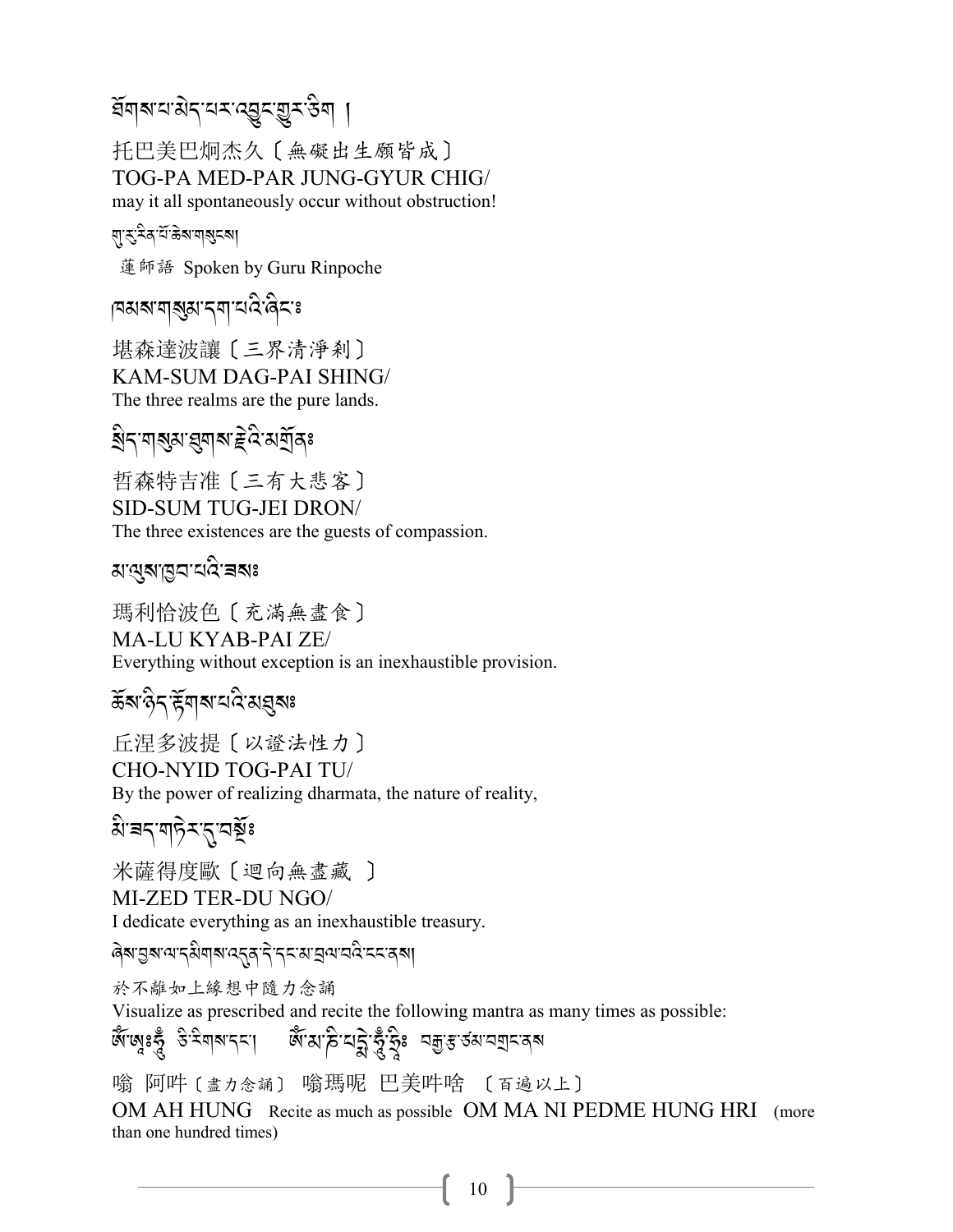ཐོགས་པ་མེད་པར་འབྱུང་གྱུར་ཅིག །

托巴美巴炯杰久〔無礙出生願皆成〕
TOG-PA MED-PAR JUNG-GYUR CHIG/
may it all spontaneously occur without obstruction!

གུ་རུ་རིན་པོ་ཆེས་གསུངས།

蓮師語 Spoken by Guru Rinpoche

ཁམས་གསུམ་དག་པའི་ཞིང་༔

堪森達波讓〔三界清淨刹〕
KAM-SUM DAG-PAI SHING/
The three realms are the pure lands.

སྲིད་གསུམ་ཐུགས་རྗེའི་མགྲོན༔

哲森特吉准〔三有大悲客〕
SID-SUM TUG-JEI DRON/
The three existences are the guests of compassion.

མ་ལུས་ཁྱབ་པའི་ཟས༔

瑪利恰波色〔充滿無盡食〕
MA-LU KYAB-PAI ZE/
Everything without exception is an inexhaustible provision.

ཆོས་ཉིད་རྟོགས་པའི་མཐུས༔

丘涅多波提〔以證法性力〕
CHO-NYID TOG-PAI TU/
By the power of realizing dharmata, the nature of reality,

མི་ཟད་གཏེར་དུ་བསྔོ༔

米薩得度歐〔迴向無盡藏　〕
MI-ZED TER-DU NGO/
I dedicate everything as an inexhaustible treasury.

ཞེས་བྱས་ལ་དམིགས་འདུན་དེ་དང་མ་བྲལ་བའི་ངང་ནས།

於不離如上緣想中隨力念誦
Visualize as prescribed and recite the following mantra as many times as possible:

ཨོཾ་ཨཱཿཧཱུྃ ཅི་རིགས་དང་། ཨོཾ་མ་ཎི་པདྨེ་ཧཱུྃ་ཧྲཱིཿ བརྒྱ་རྩ་ཙམ་བགྲང་ནས

嗡 阿吽〔盡力念誦〕 嗡瑪呢 巴美吽啥 〔百遍以上〕
OM AH HUNG Recite as much as possible OM MA NI PEDME HUNG HRI (more than one hundred times)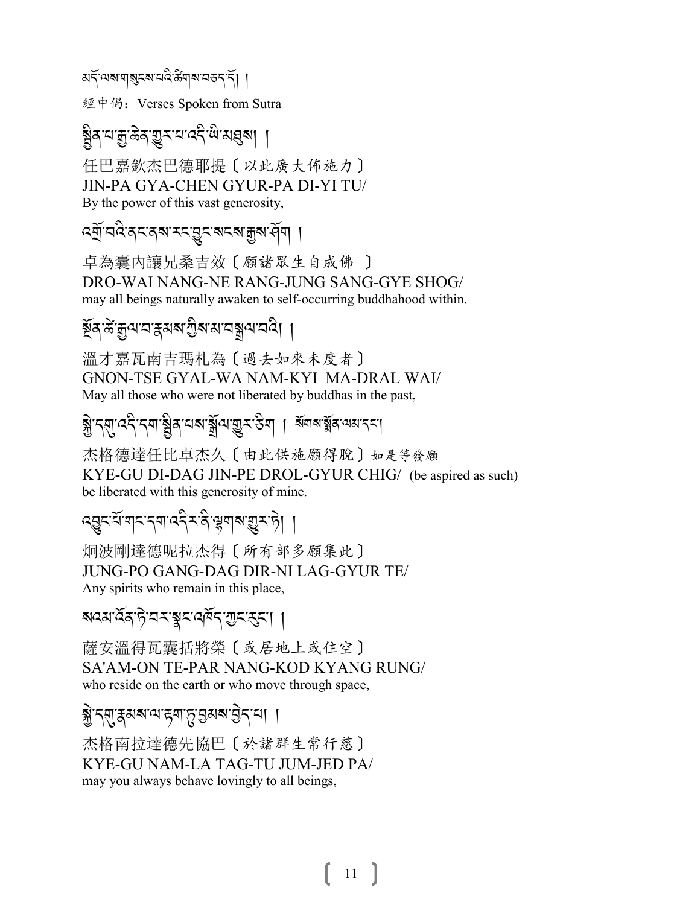མདོ་ལས་གསུངས་པའི་ཚིགས་བཅད་དོ། །

經中偈：Verses Spoken from Sutra

སྦྱིན་པ་རྒྱ་ཆེན་གྱུར་པ་འདི་ཡི་མཐུས། །

任巴嘉欽杰巴德耶提〔以此廣大佈施力〕
JIN-PA GYA-CHEN GYUR-PA DI-YI TU/
By the power of this vast generosity,

འགྲོ་བའི་ནང་ནས་རང་བྱུང་སངས་རྒྱས་ཤོག །

卓為囊內讓兄桑吉效〔願諸眾生自成佛 〕
DRO-WAI NANG-NE RANG-JUNG SANG-GYE SHOG/
may all beings naturally awaken to self-occurring buddhahood within.

སྔོན་ཚེ་རྒྱལ་བ་རྣམས་ཀྱིས་མ་བསྒྲལ་བའི། །

溫才嘉瓦南吉瑪札為〔過去如來未度者〕
GNON-TSE GYAL-WA NAM-KYI MA-DRAL WAI/
May all those who were not liberated by buddhas in the past,

སྐྱེ་དགུ་འདི་དག་སྦྱིན་པས་སྒྲོལ་གྱུར་ཅིག ། སོགས་སྨོན་ལམ་དང་།

杰格德達任比卓杰久〔由此供施願得脫〕如是等發願
KYE-GU DI-DAG JIN-PE DROL-GYUR CHIG/ (be aspired as such)
be liberated with this generosity of mine.

འབྱུང་པོ་གང་དག་འདིར་ནི་ལྷགས་གྱུར་ཏེ། །

炯波剛達德呢拉杰得〔所有部多願集此〕
JUNG-PO GANG-DAG DIR-NI LAG-GYUR TE/
Any spirits who remain in this place,

སའམ་འོན་ཏེ་བར་སྣང་འཁོད་ཀྱང་རུང་། །

薩安溫得瓦囊括將榮〔或居地上或住空〕
SA'AM-ON TE-PAR NANG-KOD KYANG RUNG/
who reside on the earth or who move through space,

སྐྱེ་དགུ་རྣམས་ལ་རྟག་ཏུ་བྱམས་བྱེད་པ། །

杰格南拉達德先協巴〔於諸群生常行慈〕
KYE-GU NAM-LA TAG-TU JUM-JED PA/
may you always behave lovingly to all beings,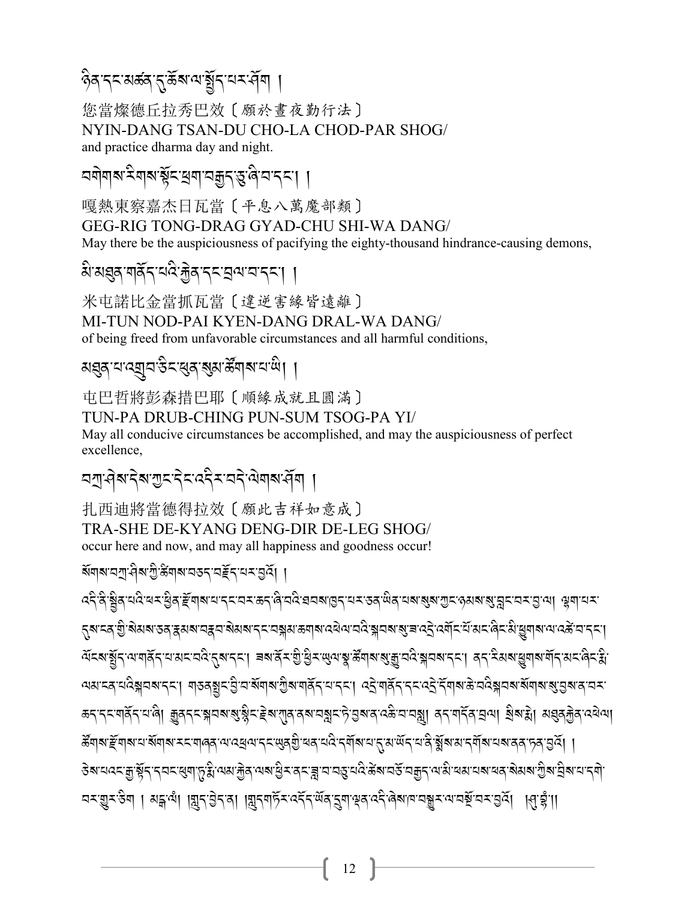ཉིན་དང་མཚན་དུ་ཆོས་ལ་སྤྱོད་པར་ཤོག །

您當燦德丘拉秀巴效〔願於晝夜勤行法〕
NYIN-DANG TSAN-DU CHO-LA CHOD-PAR SHOG/
and practice dharma day and night.

བགེགས་རིགས་སྟོང་ཕྲག་བརྒྱད་ཅུ་ཞི་བ་དང་། །

嘎熱東察嘉杰日瓦當〔平息八萬魔部類〕
GEG-RIG TONG-DRAG GYAD-CHU SHI-WA DANG/
May there be the auspiciousness of pacifying the eighty-thousand hindrance-causing demons,

མི་མཐུན་གནོད་པའི་རྐྱེན་དང་བྲལ་བ་དང་། །

米屯諾比金當抓瓦當〔違逆害緣皆遠離〕
MI-TUN NOD-PAI KYEN-DANG DRAL-WA DANG/
of being freed from unfavorable circumstances and all harmful conditions,

མཐུན་པ་འགྲུབ་ཅིང་ཕུན་སུམ་ཚོགས་པ་ཡི། །

屯巴哲將彭森措巴耶〔順緣成就且圓滿〕
TUN-PA DRUB-CHING PUN-SUM TSOG-PA YI/
May all conducive circumstances be accomplished, and may the auspiciousness of perfect excellence,

བཀྲ་ཤིས་དེས་ཀྱང་དེང་འདིར་བདེ་ལེགས་ཤོག །

扎西迪將當德得拉效〔願此吉祥如意成〕
TRA-SHE DE-KYANG DENG-DIR DE-LEG SHOG/
occur here and now, and may all happiness and goodness occur!

སོགས་བཀྲ་ཤིས་ཀྱི་ཚིགས་བཅད་བརྗོད་པར་བྱའོ། །

འདི་ནི་སྦྱིན་པའི་ཕར་ཕྱིན་རྫོགས་པ་དང་བར་ཆད་ཞི་བའི་ཐབས་ཁྱད་པར་ཅན་ཡིན་པས་སུས་ཀྱང་ཉམས་སུ་བླང་བར་བྱ་ལ། ལྷག་པར་དུས་ངན་གྱི་སེམས་ཅན་རྣམས་བརྣབ་སེམས་དང་བསྐམ་ཆགས་འཕེལ་བའི་སྐབས་སུ་ཟ་འདྲེ་འགོང་པོ་མང་ཞིང་མི་ཕྱུགས་ལ་འཚེ་བ་དང་། ལོངས་སྤྱོད་ལ་གནོད་པ་མང་བའི་དུས་དང་། ཟས་ནོར་གྱི་ཕྱིར་ཡུལ་སྐྲ་ཚོགས་སུ་རྒྱུ་བའི་སྐབས་དང་། ནད་རིམས་ཕྱུགས་གོད་མང་ཞིང་སྐྱེ་ལམ་ངན་པའི་སྐབས་དང་། གཙན་སྦྱང་བྱེ་བ་སོགས་ཀྱིས་གནོད་པ་དང་། འདྲེ་གནོད་དང་འདྲེ་དོགས་ཆེ་བའི་སྐབས་སོགས་སུ་བྱས་ན་བར་ཆད་དང་གནོད་པ་ཞི། རྒྱུན་དང་སྐབས་སུ་སྦྱིང་རྗེས་ཀུན་ནས་བསླང་ཏེ་བྱས་ན་འཆི་བ་བསླུ། ནད་གདོན་བྲལ། གྲིབ་སྨི། མཐུན་རྐྱེན་འཕེལ། ཚོགས་རྫོགས་པ་སོགས་རང་གཞན་ལ་འཕྲལ་དང་ཡུན་གྱི་ཕན་པའི་དགོས་པ་དུ་མ་ཡོད་པ་ནི་སློབས་མ་དགོས་པས་ནན་ཏན་བྱའོ། །

ཅེས་པའང་རྒྱ་སྟོད་དབང་ཕྱུག་ཏུ་སྨྲ་ཡམ་རྐྱེན་ལས་ཕྱིར་ནང་བླ་བ་བཅུ་པའི་ཚེས་བཅོ་བརྒྱད་ལ་མི་ཕམ་པས་བཏབ་སེམས་ཀྱིས་བྲིས་པ་དགེ་བར་གྱུར་ཅིག ། མངྒ་ལཾ། །གླུད་བྱེད་ན། །གླུད་གཏོར་འདོད་ཡོན་དུག་ལྡན་འདི་ཞེས་ཁ་བསྒྱུར་ལ་བསྔོ་བར་བྱའོ། །ཤུ་བྷཾ།།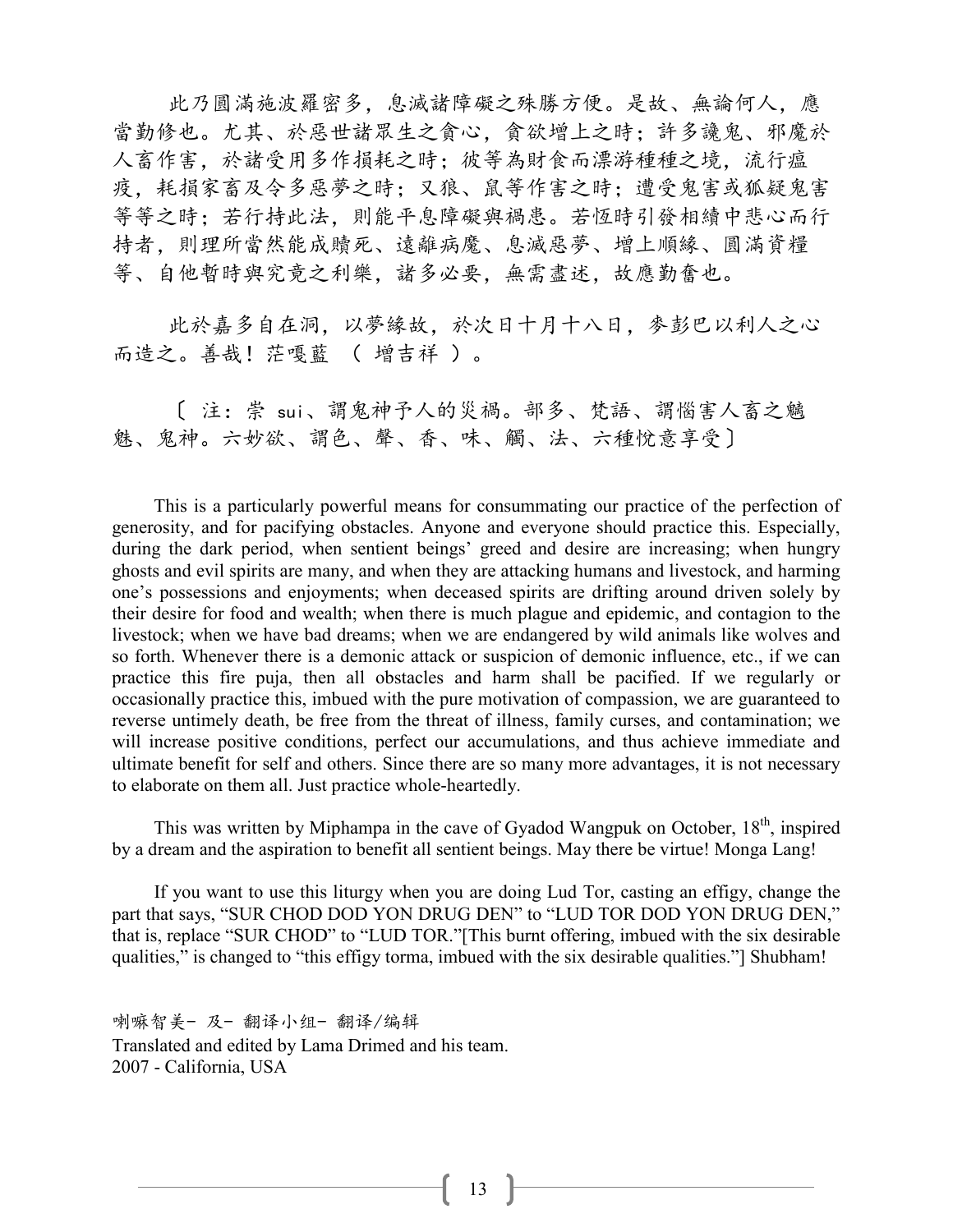此乃圓滿施波羅密多，息滅諸障礙之殊勝方便。是故、無論何人，應當勤修也。尤其、於惡世諸眾生之貪心，貪欲增上之時；許多饞鬼、邪魔於人畜作害，於諸受用多作損耗之時；彼等為財食而漂游種種之境，流行瘟疫，耗損家畜及令多惡夢之時；又狼、鼠等作害之時；遭受鬼害或狐疑鬼害等等之時；若行持此法，則能平息障礙與禍患。若恆時引發相續中悲心而行持者，則理所當然能成贖死、遠離病魔、息滅惡夢、增上順緣、圓滿資糧等、自他暫時與究竟之利樂，諸多必要，無需盡述，故應勤奮也。

此於嘉多自在洞，以夢緣故，於次日十月十八日，麥彭巴以利人之心而造之。善哉！茫嘎藍 （ 增吉祥 ）。

〔 注：崇 sui、謂鬼神予人的災禍。部多、梵語、謂惱害人畜之魑魅、鬼神。六妙欲、謂色、聲、香、味、觸、法、六種悅意享受〕

This is a particularly powerful means for consummating our practice of the perfection of generosity, and for pacifying obstacles. Anyone and everyone should practice this. Especially, during the dark period, when sentient beings' greed and desire are increasing; when hungry ghosts and evil spirits are many, and when they are attacking humans and livestock, and harming one's possessions and enjoyments; when deceased spirits are drifting around driven solely by their desire for food and wealth; when there is much plague and epidemic, and contagion to the livestock; when we have bad dreams; when we are endangered by wild animals like wolves and so forth. Whenever there is a demonic attack or suspicion of demonic influence, etc., if we can practice this fire puja, then all obstacles and harm shall be pacified. If we regularly or occasionally practice this, imbued with the pure motivation of compassion, we are guaranteed to reverse untimely death, be free from the threat of illness, family curses, and contamination; we will increase positive conditions, perfect our accumulations, and thus achieve immediate and ultimate benefit for self and others. Since there are so many more advantages, it is not necessary to elaborate on them all. Just practice whole-heartedly.

This was written by Miphampa in the cave of Gyadod Wangpuk on October, 18th, inspired by a dream and the aspiration to benefit all sentient beings. May there be virtue! Monga Lang!

If you want to use this liturgy when you are doing Lud Tor, casting an effigy, change the part that says, "SUR CHOD DOD YON DRUG DEN" to "LUD TOR DOD YON DRUG DEN," that is, replace "SUR CHOD" to "LUD TOR."[This burnt offering, imbued with the six desirable qualities," is changed to "this effigy torma, imbued with the six desirable qualities."] Shubham!

喇嘛智美- 及- 翻译小组- 翻译/编辑
Translated and edited by Lama Drimed and his team.
2007 - California, USA